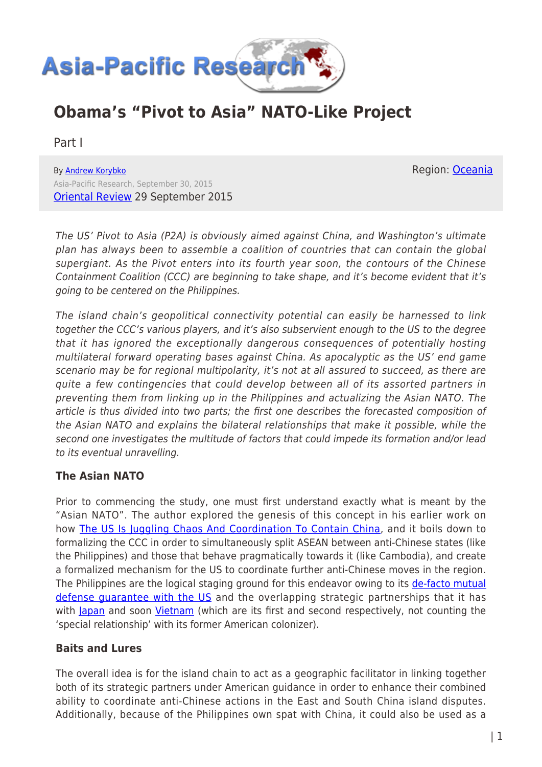# Obama's "Pivot to Asia" NATO-Like Project

Part I

By Andrew Korybko
Asia-Pacific Research, September 30, 2015
Oriental Review 29 September 2015

Region: Oceania

*The US' Pivot to Asia (P2A) is obviously aimed against China, and Washington's ultimate plan has always been to assemble a coalition of countries that can contain the global supergiant. As the Pivot enters into its fourth year soon, the contours of the Chinese Containment Coalition (CCC) are beginning to take shape, and it's become evident that it's going to be centered on the Philippines.*

*The island chain's geopolitical connectivity potential can easily be harnessed to link together the CCC's various players, and it's also subservient enough to the US to the degree that it has ignored the exceptionally dangerous consequences of potentially hosting multilateral forward operating bases against China. As apocalyptic as the US' end game scenario may be for regional multipolarity, it's not at all assured to succeed, as there are quite a few contingencies that could develop between all of its assorted partners in preventing them from linking up in the Philippines and actualizing the Asian NATO. The article is thus divided into two parts; the first one describes the forecasted composition of the Asian NATO and explains the bilateral relationships that make it possible, while the second one investigates the multitude of factors that could impede its formation and/or lead to its eventual unravelling.*

### The Asian NATO

Prior to commencing the study, one must first understand exactly what is meant by the "Asian NATO". The author explored the genesis of this concept in his earlier work on how The US Is Juggling Chaos And Coordination To Contain China, and it boils down to formalizing the CCC in order to simultaneously split ASEAN between anti-Chinese states (like the Philippines) and those that behave pragmatically towards it (like Cambodia), and create a formalized mechanism for the US to coordinate further anti-Chinese moves in the region. The Philippines are the logical staging ground for this endeavor owing to its de-facto mutual defense guarantee with the US and the overlapping strategic partnerships that it has with Japan and soon Vietnam (which are its first and second respectively, not counting the 'special relationship' with its former American colonizer).

### Baits and Lures

The overall idea is for the island chain to act as a geographic facilitator in linking together both of its strategic partners under American guidance in order to enhance their combined ability to coordinate anti-Chinese actions in the East and South China island disputes. Additionally, because of the Philippines own spat with China, it could also be used as a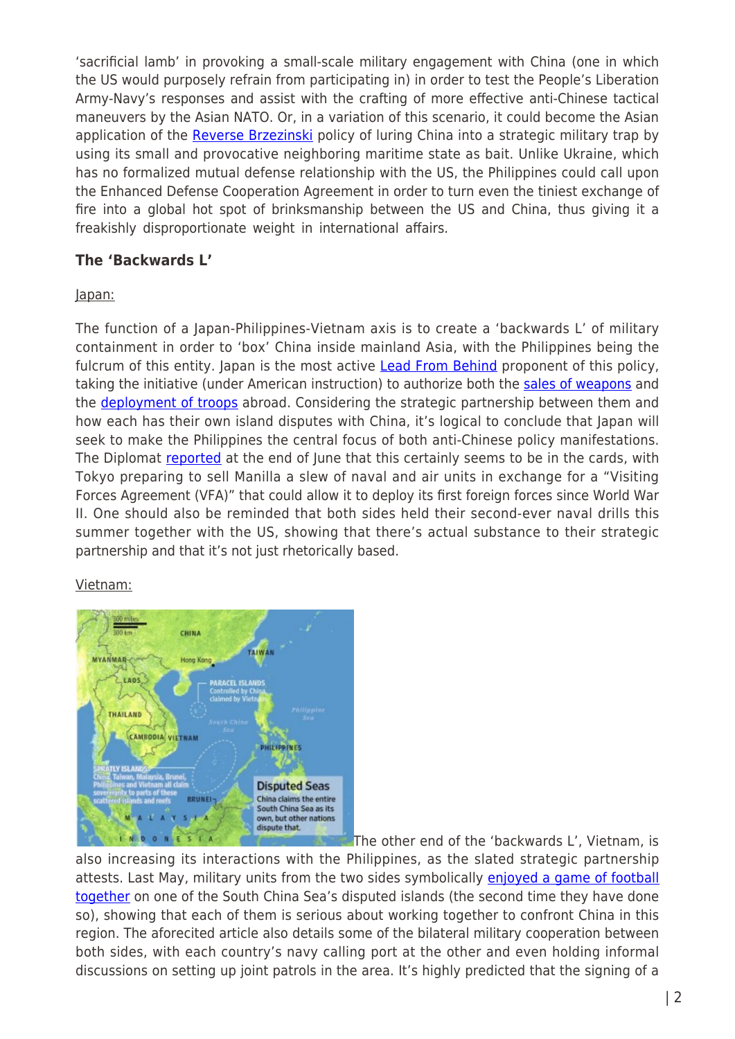'sacrificial lamb' in provoking a small-scale military engagement with China (one in which the US would purposely refrain from participating in) in order to test the People's Liberation Army-Navy's responses and assist with the crafting of more effective anti-Chinese tactical maneuvers by the Asian NATO. Or, in a variation of this scenario, it could become the Asian application of the Reverse Brzezinski policy of luring China into a strategic military trap by using its small and provocative neighboring maritime state as bait. Unlike Ukraine, which has no formalized mutual defense relationship with the US, the Philippines could call upon the Enhanced Defense Cooperation Agreement in order to turn even the tiniest exchange of fire into a global hot spot of brinksmanship between the US and China, thus giving it a freakishly disproportionate weight in international affairs.

### The 'Backwards L'

Japan:

The function of a Japan-Philippines-Vietnam axis is to create a 'backwards L' of military containment in order to 'box' China inside mainland Asia, with the Philippines being the fulcrum of this entity. Japan is the most active Lead From Behind proponent of this policy, taking the initiative (under American instruction) to authorize both the sales of weapons and the deployment of troops abroad. Considering the strategic partnership between them and how each has their own island disputes with China, it's logical to conclude that Japan will seek to make the Philippines the central focus of both anti-Chinese policy manifestations. The Diplomat reported at the end of June that this certainly seems to be in the cards, with Tokyo preparing to sell Manilla a slew of naval and air units in exchange for a "Visiting Forces Agreement (VFA)" that could allow it to deploy its first foreign forces since World War II. One should also be reminded that both sides held their second-ever naval drills this summer together with the US, showing that there's actual substance to their strategic partnership and that it's not just rhetorically based.

Vietnam:

The other end of the 'backwards L', Vietnam, is also increasing its interactions with the Philippines, as the slated strategic partnership attests. Last May, military units from the two sides symbolically enjoyed a game of football together on one of the South China Sea's disputed islands (the second time they have done so), showing that each of them is serious about working together to confront China in this region. The aforecited article also details some of the bilateral military cooperation between both sides, with each country's navy calling port at the other and even holding informal discussions on setting up joint patrols in the area. It's highly predicted that the signing of a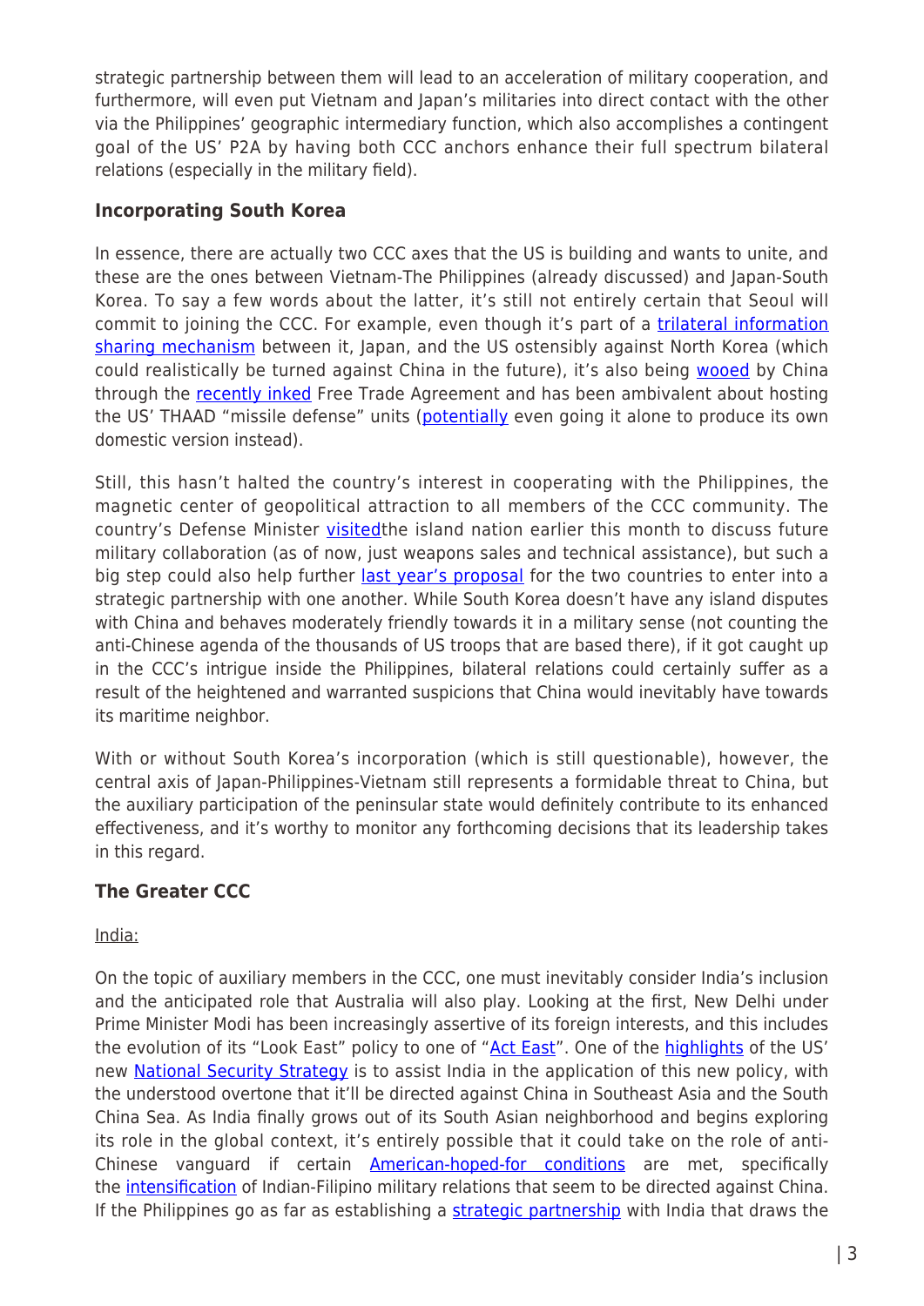strategic partnership between them will lead to an acceleration of military cooperation, and furthermore, will even put Vietnam and Japan's militaries into direct contact with the other via the Philippines' geographic intermediary function, which also accomplishes a contingent goal of the US' P2A by having both CCC anchors enhance their full spectrum bilateral relations (especially in the military field).

### Incorporating South Korea

In essence, there are actually two CCC axes that the US is building and wants to unite, and these are the ones between Vietnam-The Philippines (already discussed) and Japan-South Korea. To say a few words about the latter, it's still not entirely certain that Seoul will commit to joining the CCC. For example, even though it's part of a trilateral information sharing mechanism between it, Japan, and the US ostensibly against North Korea (which could realistically be turned against China in the future), it's also being wooed by China through the recently inked Free Trade Agreement and has been ambivalent about hosting the US' THAAD "missile defense" units (potentially even going it alone to produce its own domestic version instead).

Still, this hasn't halted the country's interest in cooperating with the Philippines, the magnetic center of geopolitical attraction to all members of the CCC community. The country's Defense Minister visitedthe island nation earlier this month to discuss future military collaboration (as of now, just weapons sales and technical assistance), but such a big step could also help further last year's proposal for the two countries to enter into a strategic partnership with one another. While South Korea doesn't have any island disputes with China and behaves moderately friendly towards it in a military sense (not counting the anti-Chinese agenda of the thousands of US troops that are based there), if it got caught up in the CCC's intrigue inside the Philippines, bilateral relations could certainly suffer as a result of the heightened and warranted suspicions that China would inevitably have towards its maritime neighbor.

With or without South Korea's incorporation (which is still questionable), however, the central axis of Japan-Philippines-Vietnam still represents a formidable threat to China, but the auxiliary participation of the peninsular state would definitely contribute to its enhanced effectiveness, and it's worthy to monitor any forthcoming decisions that its leadership takes in this regard.

### The Greater CCC

India:

On the topic of auxiliary members in the CCC, one must inevitably consider India's inclusion and the anticipated role that Australia will also play. Looking at the first, New Delhi under Prime Minister Modi has been increasingly assertive of its foreign interests, and this includes the evolution of its "Look East" policy to one of "Act East". One of the highlights of the US' new National Security Strategy is to assist India in the application of this new policy, with the understood overtone that it'll be directed against China in Southeast Asia and the South China Sea. As India finally grows out of its South Asian neighborhood and begins exploring its role in the global context, it's entirely possible that it could take on the role of anti-Chinese vanguard if certain American-hoped-for conditions are met, specifically the intensification of Indian-Filipino military relations that seem to be directed against China. If the Philippines go as far as establishing a strategic partnership with India that draws the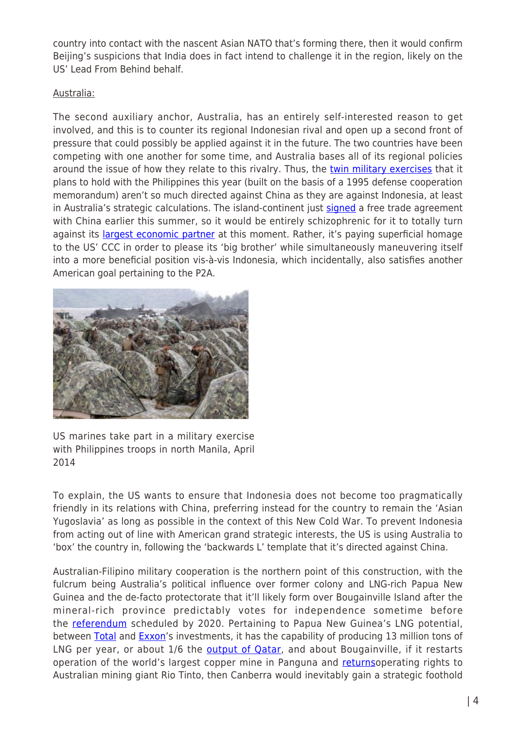country into contact with the nascent Asian NATO that's forming there, then it would confirm Beijing's suspicions that India does in fact intend to challenge it in the region, likely on the US' Lead From Behind behalf.

Australia:

The second auxiliary anchor, Australia, has an entirely self-interested reason to get involved, and this is to counter its regional Indonesian rival and open up a second front of pressure that could possibly be applied against it in the future. The two countries have been competing with one another for some time, and Australia bases all of its regional policies around the issue of how they relate to this rivalry. Thus, the twin military exercises that it plans to hold with the Philippines this year (built on the basis of a 1995 defense cooperation memorandum) aren't so much directed against China as they are against Indonesia, at least in Australia's strategic calculations. The island-continent just signed a free trade agreement with China earlier this summer, so it would be entirely schizophrenic for it to totally turn against its largest economic partner at this moment. Rather, it's paying superficial homage to the US' CCC in order to please its 'big brother' while simultaneously maneuvering itself into a more beneficial position vis-à-vis Indonesia, which incidentally, also satisfies another American goal pertaining to the P2A.

US marines take part in a military exercise with Philippines troops in north Manila, April 2014

To explain, the US wants to ensure that Indonesia does not become too pragmatically friendly in its relations with China, preferring instead for the country to remain the 'Asian Yugoslavia' as long as possible in the context of this New Cold War. To prevent Indonesia from acting out of line with American grand strategic interests, the US is using Australia to 'box' the country in, following the 'backwards L' template that it's directed against China.

Australian-Filipino military cooperation is the northern point of this construction, with the fulcrum being Australia's political influence over former colony and LNG-rich Papua New Guinea and the de-facto protectorate that it'll likely form over Bougainville Island after the mineral-rich province predictably votes for independence sometime before the referendum scheduled by 2020. Pertaining to Papua New Guinea's LNG potential, between Total and Exxon's investments, it has the capability of producing 13 million tons of LNG per year, or about 1/6 the output of Qatar, and about Bougainville, if it restarts operation of the world's largest copper mine in Panguna and returnsoperating rights to Australian mining giant Rio Tinto, then Canberra would inevitably gain a strategic foothold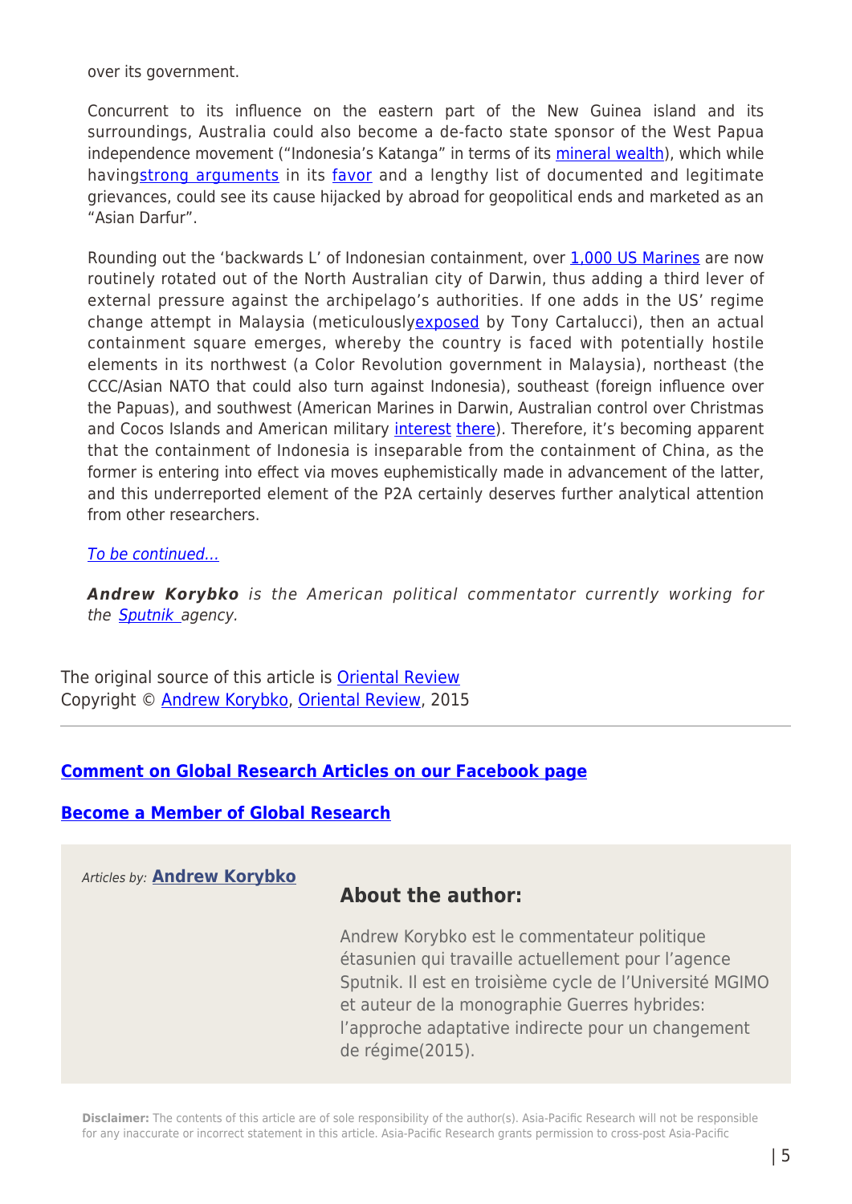over its government.

Concurrent to its influence on the eastern part of the New Guinea island and its surroundings, Australia could also become a de-facto state sponsor of the West Papua independence movement ("Indonesia's Katanga" in terms of its mineral wealth), which while havingstrong arguments in its favor and a lengthy list of documented and legitimate grievances, could see its cause hijacked by abroad for geopolitical ends and marketed as an "Asian Darfur".

Rounding out the 'backwards L' of Indonesian containment, over 1,000 US Marines are now routinely rotated out of the North Australian city of Darwin, thus adding a third lever of external pressure against the archipelago's authorities. If one adds in the US' regime change attempt in Malaysia (meticulouslyexposed by Tony Cartalucci), then an actual containment square emerges, whereby the country is faced with potentially hostile elements in its northwest (a Color Revolution government in Malaysia), northeast (the CCC/Asian NATO that could also turn against Indonesia), southeast (foreign influence over the Papuas), and southwest (American Marines in Darwin, Australian control over Christmas and Cocos Islands and American military interest there). Therefore, it's becoming apparent that the containment of Indonesia is inseparable from the containment of China, as the former is entering into effect via moves euphemistically made in advancement of the latter, and this underreported element of the P2A certainly deserves further analytical attention from other researchers.

*To be continued…*

***Andrew Korybko*** *is the American political commentator currently working for the Sputnik agency.*

The original source of this article is Oriental Review
Copyright © Andrew Korybko, Oriental Review, 2015

---

**Comment on Global Research Articles on our Facebook page**

**Become a Member of Global Research**

*Articles by:* **Andrew Korybko**

## About the author:

Andrew Korybko est le commentateur politique étasunien qui travaille actuellement pour l'agence Sputnik. Il est en troisième cycle de l'Université MGIMO et auteur de la monographie Guerres hybrides: l'approche adaptative indirecte pour un changement de régime(2015).

**Disclaimer:** The contents of this article are of sole responsibility of the author(s). Asia-Pacific Research will not be responsible for any inaccurate or incorrect statement in this article. Asia-Pacific Research grants permission to cross-post Asia-Pacific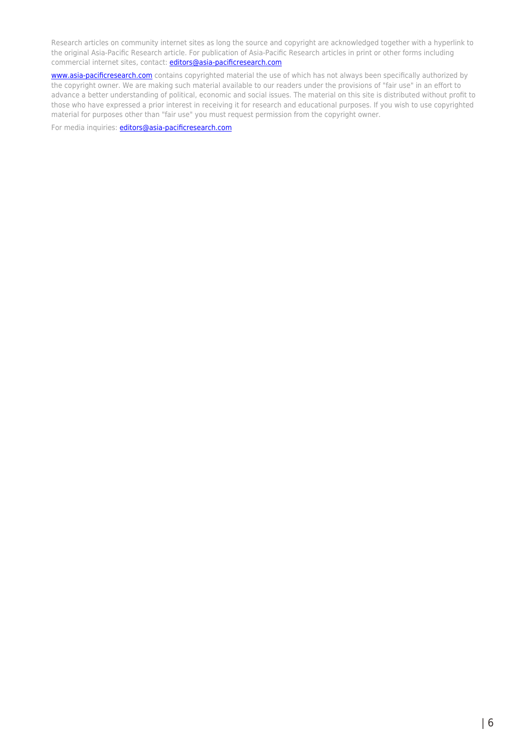Research articles on community internet sites as long the source and copyright are acknowledged together with a hyperlink to the original Asia-Pacific Research article. For publication of Asia-Pacific Research articles in print or other forms including commercial internet sites, contact: editors@asia-pacificresearch.com

www.asia-pacificresearch.com contains copyrighted material the use of which has not always been specifically authorized by the copyright owner. We are making such material available to our readers under the provisions of "fair use" in an effort to advance a better understanding of political, economic and social issues. The material on this site is distributed without profit to those who have expressed a prior interest in receiving it for research and educational purposes. If you wish to use copyrighted material for purposes other than "fair use" you must request permission from the copyright owner.

For media inquiries: editors@asia-pacificresearch.com